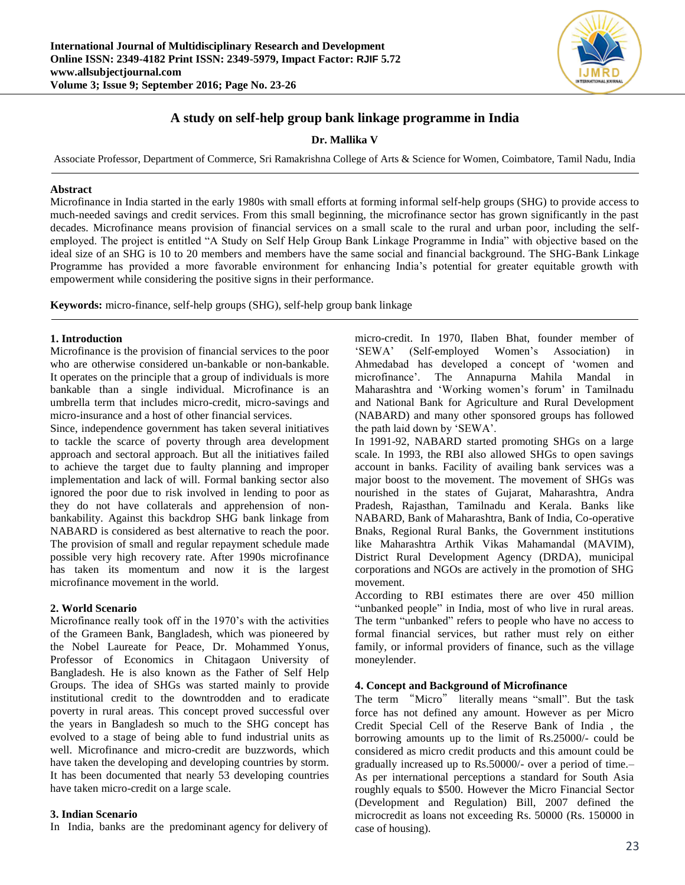# A study on self-help group bank linkage programme in India

**Dr. Mallika V**

Associate Professor, Department of Commerce, Sri Ramakrishna College of Arts & Science for Women, Coimbatore, Tamil Nadu, India

---

**Abstract**

Microfinance in India started in the early 1980s with small efforts at forming informal self-help groups (SHG) to provide access to much-needed savings and credit services. From this small beginning, the microfinance sector has grown significantly in the past decades. Microfinance means provision of financial services on a small scale to the rural and urban poor, including the self-employed. The project is entitled "A Study on Self Help Group Bank Linkage Programme in India" with objective based on the ideal size of an SHG is 10 to 20 members and members have the same social and financial background. The SHG-Bank Linkage Programme has provided a more favorable environment for enhancing India's potential for greater equitable growth with empowerment while considering the positive signs in their performance.

**Keywords:** micro-finance, self-help groups (SHG), self-help group bank linkage

---

## 1. Introduction

Microfinance is the provision of financial services to the poor who are otherwise considered un-bankable or non-bankable. It operates on the principle that a group of individuals is more bankable than a single individual. Microfinance is an umbrella term that includes micro-credit, micro-savings and micro-insurance and a host of other financial services.

Since, independence government has taken several initiatives to tackle the scarce of poverty through area development approach and sectoral approach. But all the initiatives failed to achieve the target due to faulty planning and improper implementation and lack of will. Formal banking sector also ignored the poor due to risk involved in lending to poor as they do not have collaterals and apprehension of non-bankability. Against this backdrop SHG bank linkage from NABARD is considered as best alternative to reach the poor. The provision of small and regular repayment schedule made possible very high recovery rate. After 1990s microfinance has taken its momentum and now it is the largest microfinance movement in the world.

## 2. World Scenario

Microfinance really took off in the 1970's with the activities of the Grameen Bank, Bangladesh, which was pioneered by the Nobel Laureate for Peace, Dr. Mohammed Yonus, Professor of Economics in Chitagaon University of Bangladesh. He is also known as the Father of Self Help Groups. The idea of SHGs was started mainly to provide institutional credit to the downtrodden and to eradicate poverty in rural areas. This concept proved successful over the years in Bangladesh so much to the SHG concept has evolved to a stage of being able to fund industrial units as well. Microfinance and micro-credit are buzzwords, which have taken the developing and developing countries by storm. It has been documented that nearly 53 developing countries have taken micro-credit on a large scale.

## 3. Indian Scenario

In India, banks are the predominant agency for delivery of micro-credit. In 1970, Ilaben Bhat, founder member of 'SEWA' (Self-employed Women's Association) in Ahmedabad has developed a concept of 'women and microfinance'. The Annapurna Mahila Mandal in Maharashtra and 'Working women's forum' in Tamilnadu and National Bank for Agriculture and Rural Development (NABARD) and many other sponsored groups has followed the path laid down by 'SEWA'.

In 1991-92, NABARD started promoting SHGs on a large scale. In 1993, the RBI also allowed SHGs to open savings account in banks. Facility of availing bank services was a major boost to the movement. The movement of SHGs was nourished in the states of Gujarat, Maharashtra, Andra Pradesh, Rajasthan, Tamilnadu and Kerala. Banks like NABARD, Bank of Maharashtra, Bank of India, Co-operative Bnaks, Regional Rural Banks, the Government institutions like Maharashtra Arthik Vikas Mahamandal (MAVIM), District Rural Development Agency (DRDA), municipal corporations and NGOs are actively in the promotion of SHG movement.

According to RBI estimates there are over 450 million "unbanked people" in India, most of who live in rural areas. The term "unbanked" refers to people who have no access to formal financial services, but rather must rely on either family, or informal providers of finance, such as the village moneylender.

## 4. Concept and Background of Microfinance

The term "Micro" literally means "small". But the task force has not defined any amount. However as per Micro Credit Special Cell of the Reserve Bank of India , the borrowing amounts up to the limit of Rs.25000/- could be considered as micro credit products and this amount could be gradually increased up to Rs.50000/- over a period of time.– As per international perceptions a standard for South Asia roughly equals to \$500. However the Micro Financial Sector (Development and Regulation) Bill, 2007 defined the microcredit as loans not exceeding Rs. 50000 (Rs. 150000 in case of housing).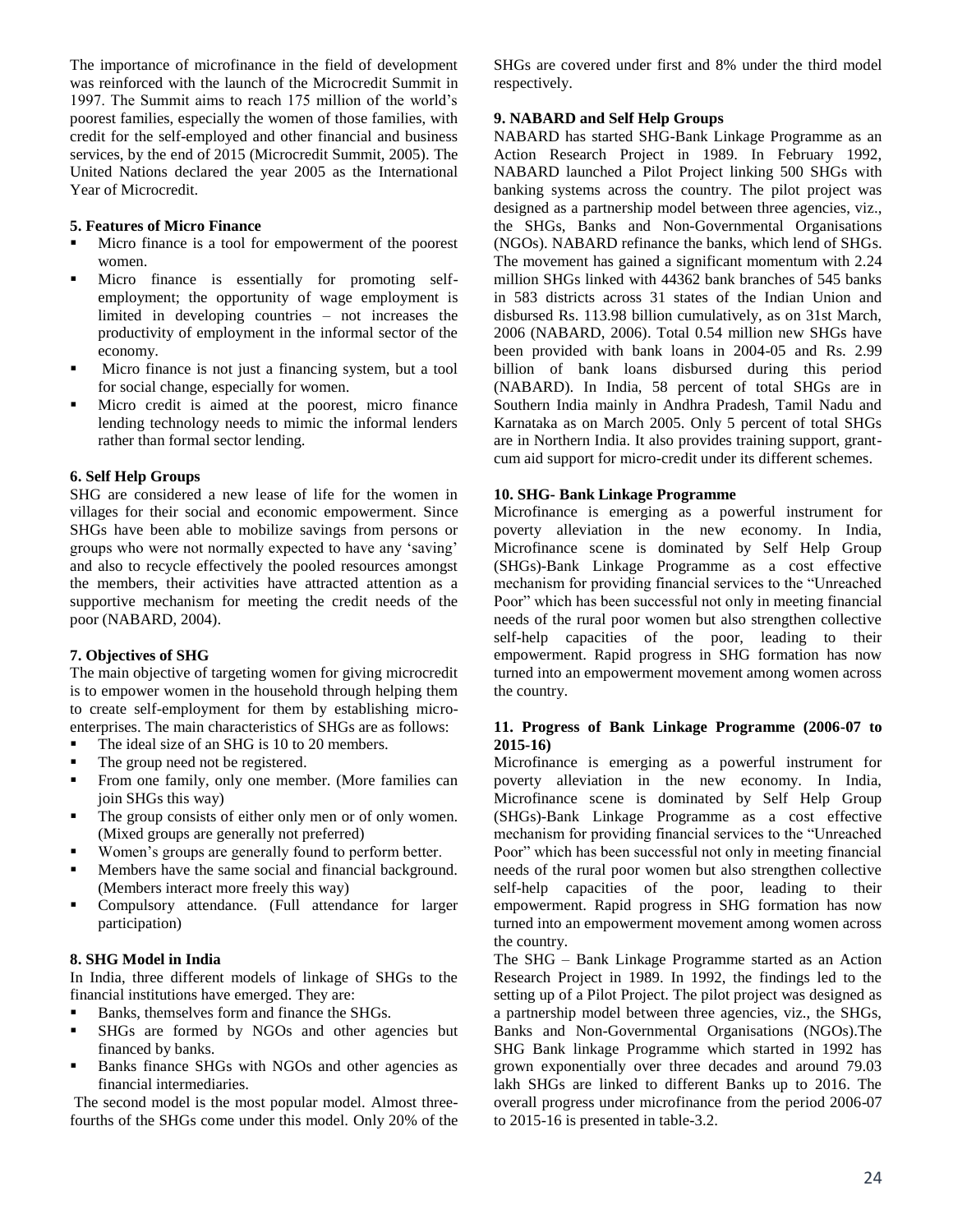The importance of microfinance in the field of development was reinforced with the launch of the Microcredit Summit in 1997. The Summit aims to reach 175 million of the world's poorest families, especially the women of those families, with credit for the self-employed and other financial and business services, by the end of 2015 (Microcredit Summit, 2005). The United Nations declared the year 2005 as the International Year of Microcredit.

### 5. Features of Micro Finance

- Micro finance is a tool for empowerment of the poorest women.
- Micro finance is essentially for promoting self-employment; the opportunity of wage employment is limited in developing countries – not increases the productivity of employment in the informal sector of the economy.
- Micro finance is not just a financing system, but a tool for social change, especially for women.
- Micro credit is aimed at the poorest, micro finance lending technology needs to mimic the informal lenders rather than formal sector lending.

### 6. Self Help Groups

SHG are considered a new lease of life for the women in villages for their social and economic empowerment. Since SHGs have been able to mobilize savings from persons or groups who were not normally expected to have any 'saving' and also to recycle effectively the pooled resources amongst the members, their activities have attracted attention as a supportive mechanism for meeting the credit needs of the poor (NABARD, 2004).

### 7. Objectives of SHG

The main objective of targeting women for giving microcredit is to empower women in the household through helping them to create self-employment for them by establishing micro-enterprises. The main characteristics of SHGs are as follows:

- The ideal size of an SHG is 10 to 20 members.
- The group need not be registered.
- From one family, only one member. (More families can join SHGs this way)
- The group consists of either only men or of only women. (Mixed groups are generally not preferred)
- Women's groups are generally found to perform better.
- Members have the same social and financial background. (Members interact more freely this way)
- Compulsory attendance. (Full attendance for larger participation)

### 8. SHG Model in India

In India, three different models of linkage of SHGs to the financial institutions have emerged. They are:

- Banks, themselves form and finance the SHGs.
- SHGs are formed by NGOs and other agencies but financed by banks.
- Banks finance SHGs with NGOs and other agencies as financial intermediaries.

The second model is the most popular model. Almost three-fourths of the SHGs come under this model. Only 20% of the SHGs are covered under first and 8% under the third model respectively.

### 9. NABARD and Self Help Groups

NABARD has started SHG-Bank Linkage Programme as an Action Research Project in 1989. In February 1992, NABARD launched a Pilot Project linking 500 SHGs with banking systems across the country. The pilot project was designed as a partnership model between three agencies, viz., the SHGs, Banks and Non-Governmental Organisations (NGOs). NABARD refinance the banks, which lend of SHGs. The movement has gained a significant momentum with 2.24 million SHGs linked with 44362 bank branches of 545 banks in 583 districts across 31 states of the Indian Union and disbursed Rs. 113.98 billion cumulatively, as on 31st March, 2006 (NABARD, 2006). Total 0.54 million new SHGs have been provided with bank loans in 2004-05 and Rs. 2.99 billion of bank loans disbursed during this period (NABARD). In India, 58 percent of total SHGs are in Southern India mainly in Andhra Pradesh, Tamil Nadu and Karnataka as on March 2005. Only 5 percent of total SHGs are in Northern India. It also provides training support, grant-cum aid support for micro-credit under its different schemes.

### 10. SHG- Bank Linkage Programme

Microfinance is emerging as a powerful instrument for poverty alleviation in the new economy. In India, Microfinance scene is dominated by Self Help Group (SHGs)-Bank Linkage Programme as a cost effective mechanism for providing financial services to the "Unreached Poor" which has been successful not only in meeting financial needs of the rural poor women but also strengthen collective self-help capacities of the poor, leading to their empowerment. Rapid progress in SHG formation has now turned into an empowerment movement among women across the country.

### 11. Progress of Bank Linkage Programme (2006-07 to 2015-16)

Microfinance is emerging as a powerful instrument for poverty alleviation in the new economy. In India, Microfinance scene is dominated by Self Help Group (SHGs)-Bank Linkage Programme as a cost effective mechanism for providing financial services to the "Unreached Poor" which has been successful not only in meeting financial needs of the rural poor women but also strengthen collective self-help capacities of the poor, leading to their empowerment. Rapid progress in SHG formation has now turned into an empowerment movement among women across the country.

The SHG – Bank Linkage Programme started as an Action Research Project in 1989. In 1992, the findings led to the setting up of a Pilot Project. The pilot project was designed as a partnership model between three agencies, viz., the SHGs, Banks and Non-Governmental Organisations (NGOs).The SHG Bank linkage Programme which started in 1992 has grown exponentially over three decades and around 79.03 lakh SHGs are linked to different Banks up to 2016. The overall progress under microfinance from the period 2006-07 to 2015-16 is presented in table-3.2.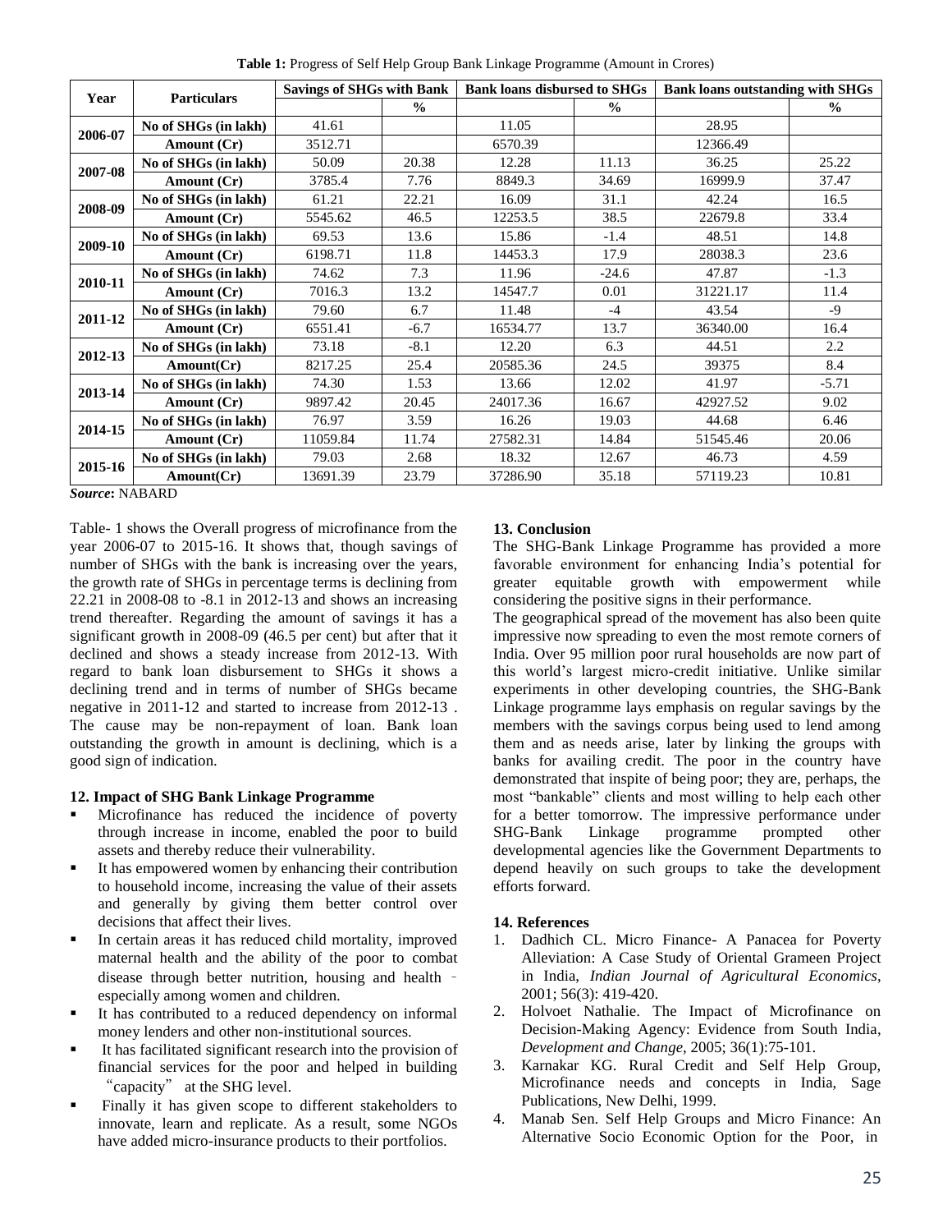**Table 1:** Progress of Self Help Group Bank Linkage Programme (Amount in Crores)

| Year | Particulars | Savings of SHGs with Bank | | Bank loans disbursed to SHGs | | Bank loans outstanding with SHGs | |
|---|---|---|---|---|---|---|---|
| | | | % | | % | | % |
| 2006-07 | No of SHGs (in lakh) | 41.61 | | 11.05 | | 28.95 | |
| | Amount (Cr) | 3512.71 | | 6570.39 | | 12366.49 | |
| 2007-08 | No of SHGs (in lakh) | 50.09 | 20.38 | 12.28 | 11.13 | 36.25 | 25.22 |
| | Amount (Cr) | 3785.4 | 7.76 | 8849.3 | 34.69 | 16999.9 | 37.47 |
| 2008-09 | No of SHGs (in lakh) | 61.21 | 22.21 | 16.09 | 31.1 | 42.24 | 16.5 |
| | Amount (Cr) | 5545.62 | 46.5 | 12253.5 | 38.5 | 22679.8 | 33.4 |
| 2009-10 | No of SHGs (in lakh) | 69.53 | 13.6 | 15.86 | -1.4 | 48.51 | 14.8 |
| | Amount (Cr) | 6198.71 | 11.8 | 14453.3 | 17.9 | 28038.3 | 23.6 |
| 2010-11 | No of SHGs (in lakh) | 74.62 | 7.3 | 11.96 | -24.6 | 47.87 | -1.3 |
| | Amount (Cr) | 7016.3 | 13.2 | 14547.7 | 0.01 | 31221.17 | 11.4 |
| 2011-12 | No of SHGs (in lakh) | 79.60 | 6.7 | 11.48 | -4 | 43.54 | -9 |
| | Amount (Cr) | 6551.41 | -6.7 | 16534.77 | 13.7 | 36340.00 | 16.4 |
| 2012-13 | No of SHGs (in lakh) | 73.18 | -8.1 | 12.20 | 6.3 | 44.51 | 2.2 |
| | Amount(Cr) | 8217.25 | 25.4 | 20585.36 | 24.5 | 39375 | 8.4 |
| 2013-14 | No of SHGs (in lakh) | 74.30 | 1.53 | 13.66 | 12.02 | 41.97 | -5.71 |
| | Amount (Cr) | 9897.42 | 20.45 | 24017.36 | 16.67 | 42927.52 | 9.02 |
| 2014-15 | No of SHGs (in lakh) | 76.97 | 3.59 | 16.26 | 19.03 | 44.68 | 6.46 |
| | Amount (Cr) | 11059.84 | 11.74 | 27582.31 | 14.84 | 51545.46 | 20.06 |
| 2015-16 | No of SHGs (in lakh) | 79.03 | 2.68 | 18.32 | 12.67 | 46.73 | 4.59 |
| | Amount(Cr) | 13691.39 | 23.79 | 37286.90 | 35.18 | 57119.23 | 10.81 |

***Source*:** NABARD

Table- 1 shows the Overall progress of microfinance from the year 2006-07 to 2015-16. It shows that, though savings of number of SHGs with the bank is increasing over the years, the growth rate of SHGs in percentage terms is declining from 22.21 in 2008-08 to -8.1 in 2012-13 and shows an increasing trend thereafter. Regarding the amount of savings it has a significant growth in 2008-09 (46.5 per cent) but after that it declined and shows a steady increase from 2012-13. With regard to bank loan disbursement to SHGs it shows a declining trend and in terms of number of SHGs became negative in 2011-12 and started to increase from 2012-13 . The cause may be non-repayment of loan. Bank loan outstanding the growth in amount is declining, which is a good sign of indication.

## 12. Impact of SHG Bank Linkage Programme

- Microfinance has reduced the incidence of poverty through increase in income, enabled the poor to build assets and thereby reduce their vulnerability.
- It has empowered women by enhancing their contribution to household income, increasing the value of their assets and generally by giving them better control over decisions that affect their lives.
- In certain areas it has reduced child mortality, improved maternal health and the ability of the poor to combat disease through better nutrition, housing and health – especially among women and children.
- It has contributed to a reduced dependency on informal money lenders and other non-institutional sources.
- It has facilitated significant research into the provision of financial services for the poor and helped in building "capacity" at the SHG level.
- Finally it has given scope to different stakeholders to innovate, learn and replicate. As a result, some NGOs have added micro-insurance products to their portfolios.

## 13. Conclusion

The SHG-Bank Linkage Programme has provided a more favorable environment for enhancing India's potential for greater equitable growth with empowerment while considering the positive signs in their performance.

The geographical spread of the movement has also been quite impressive now spreading to even the most remote corners of India. Over 95 million poor rural households are now part of this world's largest micro-credit initiative. Unlike similar experiments in other developing countries, the SHG-Bank Linkage programme lays emphasis on regular savings by the members with the savings corpus being used to lend among them and as needs arise, later by linking the groups with banks for availing credit. The poor in the country have demonstrated that inspite of being poor; they are, perhaps, the most "bankable" clients and most willing to help each other for a better tomorrow. The impressive performance under SHG-Bank Linkage programme prompted other developmental agencies like the Government Departments to depend heavily on such groups to take the development efforts forward.

## 14. References

1. Dadhich CL. Micro Finance- A Panacea for Poverty Alleviation: A Case Study of Oriental Grameen Project in India, *Indian Journal of Agricultural Economics*, 2001; 56(3): 419-420.
2. Holvoet Nathalie. The Impact of Microfinance on Decision-Making Agency: Evidence from South India, *Development and Change*, 2005; 36(1):75-101.
3. Karnakar KG. Rural Credit and Self Help Group, Microfinance needs and concepts in India, Sage Publications, New Delhi, 1999.
4. Manab Sen. Self Help Groups and Micro Finance: An Alternative Socio Economic Option for the Poor, in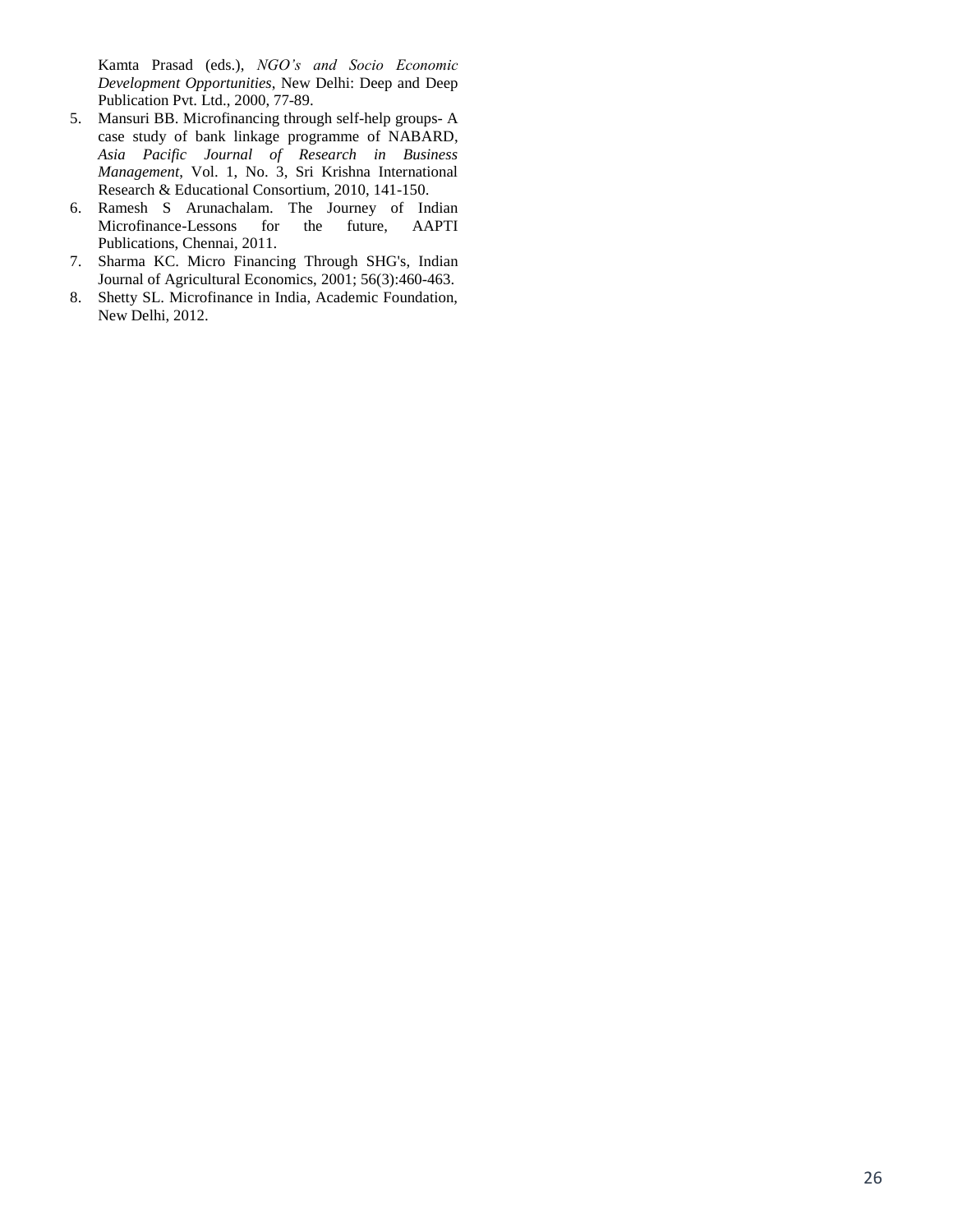Kamta Prasad (eds.), *NGO's and Socio Economic Development Opportunities*, New Delhi: Deep and Deep Publication Pvt. Ltd., 2000, 77-89.

5. Mansuri BB. Microfinancing through self-help groups- A case study of bank linkage programme of NABARD, *Asia Pacific Journal of Research in Business Management*, Vol. 1, No. 3, Sri Krishna International Research & Educational Consortium, 2010, 141-150.
6. Ramesh S Arunachalam. The Journey of Indian Microfinance-Lessons for the future, AAPTI Publications, Chennai, 2011.
7. Sharma KC. Micro Financing Through SHG's, Indian Journal of Agricultural Economics, 2001; 56(3):460-463.
8. Shetty SL. Microfinance in India, Academic Foundation, New Delhi, 2012.